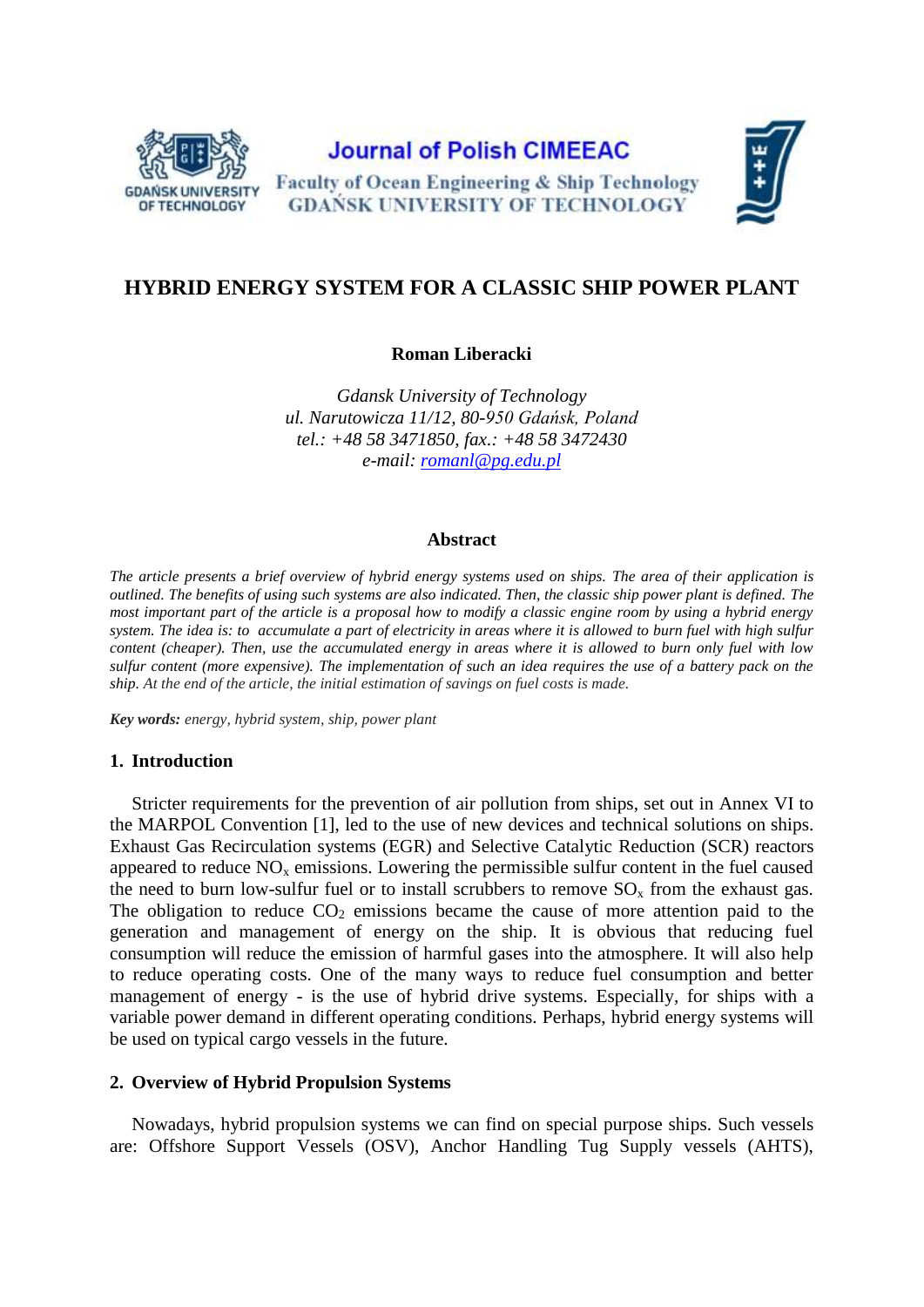# HYBRID ENERGY SYSTEM FOR A CLASSIC SHIP POWER PLANT

**Roman Liberacki**

*Gdansk University of Technology*
*ul. Narutowicza 11/12, 80-950 Gdańsk, Poland*
*tel.: +48 58 3471850, fax.: +48 58 3472430*
*e-mail: romanl@pg.edu.pl*

## Abstract

*The article presents a brief overview of hybrid energy systems used on ships. The area of their application is outlined. The benefits of using such systems are also indicated. Then, the classic ship power plant is defined. The most important part of the article is a proposal how to modify a classic engine room by using a hybrid energy system. The idea is: to accumulate a part of electricity in areas where it is allowed to burn fuel with high sulfur content (cheaper). Then, use the accumulated energy in areas where it is allowed to burn only fuel with low sulfur content (more expensive). The implementation of such an idea requires the use of a battery pack on the ship. At the end of the article, the initial estimation of savings on fuel costs is made.*

***Key words:*** *energy, hybrid system, ship, power plant*

## 1. Introduction

Stricter requirements for the prevention of air pollution from ships, set out in Annex VI to the MARPOL Convention [1], led to the use of new devices and technical solutions on ships. Exhaust Gas Recirculation systems (EGR) and Selective Catalytic Reduction (SCR) reactors appeared to reduce $NO_x$ emissions. Lowering the permissible sulfur content in the fuel caused the need to burn low-sulfur fuel or to install scrubbers to remove $SO_x$ from the exhaust gas. The obligation to reduce $CO_2$ emissions became the cause of more attention paid to the generation and management of energy on the ship. It is obvious that reducing fuel consumption will reduce the emission of harmful gases into the atmosphere. It will also help to reduce operating costs. One of the many ways to reduce fuel consumption and better management of energy - is the use of hybrid drive systems. Especially, for ships with a variable power demand in different operating conditions. Perhaps, hybrid energy systems will be used on typical cargo vessels in the future.

## 2. Overview of Hybrid Propulsion Systems

Nowadays, hybrid propulsion systems we can find on special purpose ships. Such vessels are: Offshore Support Vessels (OSV), Anchor Handling Tug Supply vessels (AHTS),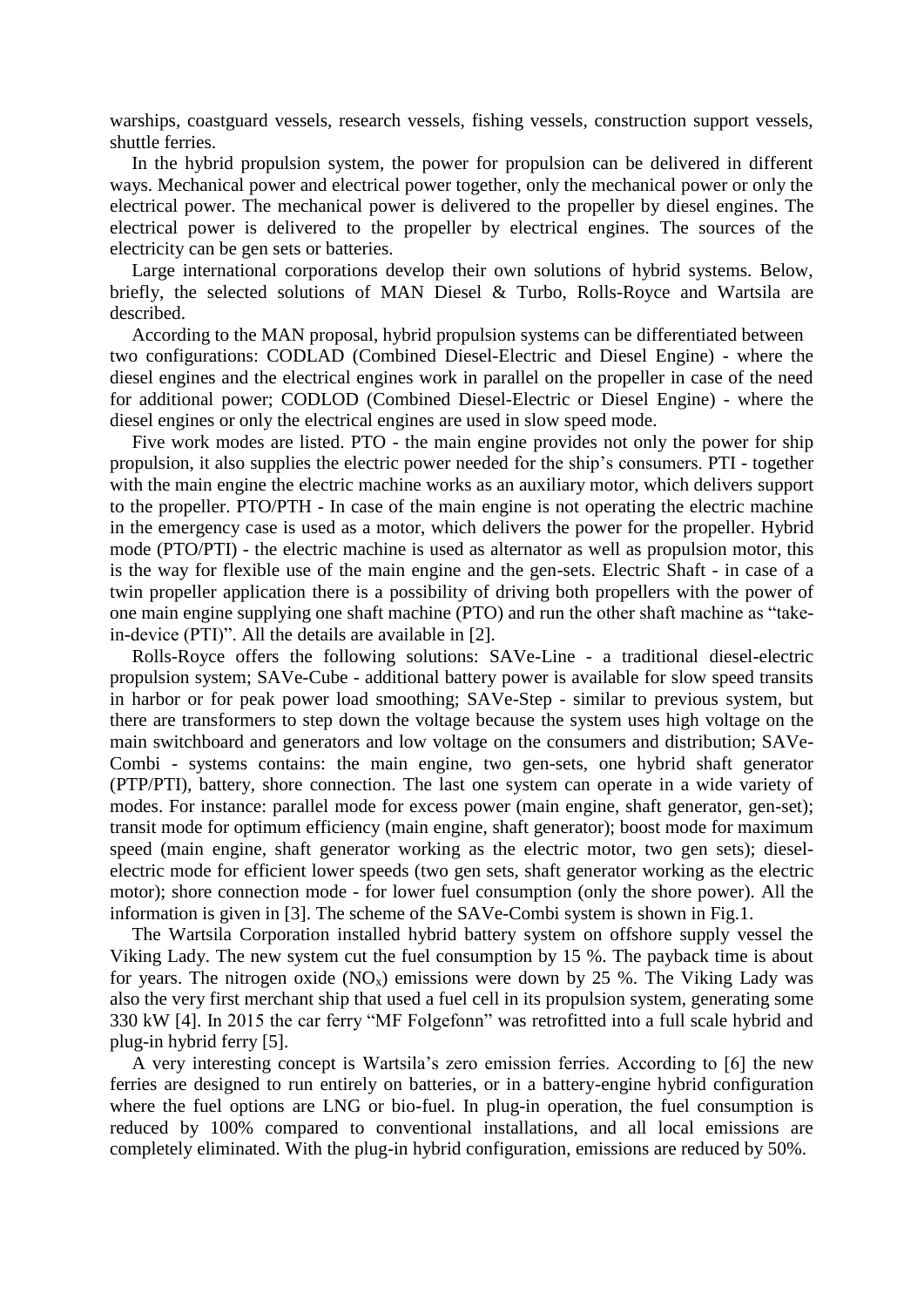warships, coastguard vessels, research vessels, fishing vessels, construction support vessels, shuttle ferries.

In the hybrid propulsion system, the power for propulsion can be delivered in different ways. Mechanical power and electrical power together, only the mechanical power or only the electrical power. The mechanical power is delivered to the propeller by diesel engines. The electrical power is delivered to the propeller by electrical engines. The sources of the electricity can be gen sets or batteries.

Large international corporations develop their own solutions of hybrid systems. Below, briefly, the selected solutions of MAN Diesel & Turbo, Rolls-Royce and Wartsila are described.

According to the MAN proposal, hybrid propulsion systems can be differentiated between two configurations: CODLAD (Combined Diesel-Electric and Diesel Engine) - where the diesel engines and the electrical engines work in parallel on the propeller in case of the need for additional power; CODLOD (Combined Diesel-Electric or Diesel Engine) - where the diesel engines or only the electrical engines are used in slow speed mode.

Five work modes are listed. PTO - the main engine provides not only the power for ship propulsion, it also supplies the electric power needed for the ship's consumers. PTI - together with the main engine the electric machine works as an auxiliary motor, which delivers support to the propeller. PTO/PTH - In case of the main engine is not operating the electric machine in the emergency case is used as a motor, which delivers the power for the propeller. Hybrid mode (PTO/PTI) - the electric machine is used as alternator as well as propulsion motor, this is the way for flexible use of the main engine and the gen-sets. Electric Shaft - in case of a twin propeller application there is a possibility of driving both propellers with the power of one main engine supplying one shaft machine (PTO) and run the other shaft machine as "take-in-device (PTI)". All the details are available in [2].

Rolls-Royce offers the following solutions: SAVe-Line - a traditional diesel-electric propulsion system; SAVe-Cube - additional battery power is available for slow speed transits in harbor or for peak power load smoothing; SAVe-Step - similar to previous system, but there are transformers to step down the voltage because the system uses high voltage on the main switchboard and generators and low voltage on the consumers and distribution; SAVe-Combi - systems contains: the main engine, two gen-sets, one hybrid shaft generator (PTP/PTI), battery, shore connection. The last one system can operate in a wide variety of modes. For instance: parallel mode for excess power (main engine, shaft generator, gen-set); transit mode for optimum efficiency (main engine, shaft generator); boost mode for maximum speed (main engine, shaft generator working as the electric motor, two gen sets); diesel-electric mode for efficient lower speeds (two gen sets, shaft generator working as the electric motor); shore connection mode - for lower fuel consumption (only the shore power). All the information is given in [3]. The scheme of the SAVe-Combi system is shown in Fig.1.

The Wartsila Corporation installed hybrid battery system on offshore supply vessel the Viking Lady. The new system cut the fuel consumption by 15 %. The payback time is about for years. The nitrogen oxide ($NO_x$) emissions were down by 25 %. The Viking Lady was also the very first merchant ship that used a fuel cell in its propulsion system, generating some 330 kW [4]. In 2015 the car ferry "MF Folgefonn" was retrofitted into a full scale hybrid and plug-in hybrid ferry [5].

A very interesting concept is Wartsila's zero emission ferries. According to [6] the new ferries are designed to run entirely on batteries, or in a battery-engine hybrid configuration where the fuel options are LNG or bio-fuel. In plug-in operation, the fuel consumption is reduced by 100% compared to conventional installations, and all local emissions are completely eliminated. With the plug-in hybrid configuration, emissions are reduced by 50%.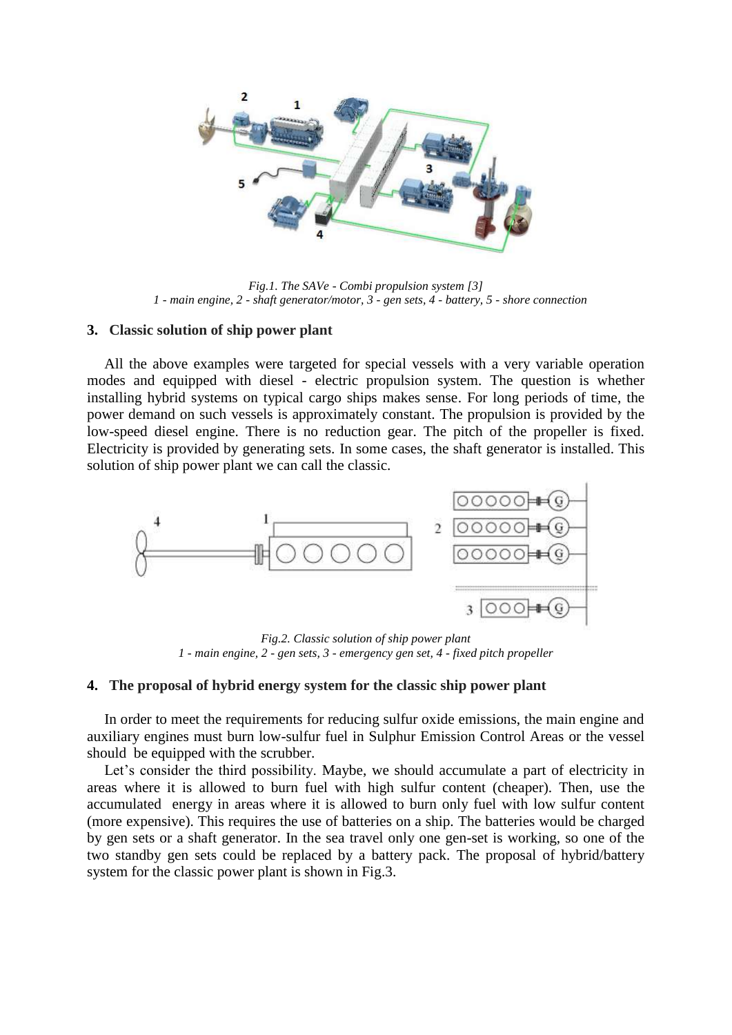*Fig.1. The SAVe - Combi propulsion system [3]*
*1 - main engine, 2 - shaft generator/motor, 3 - gen sets, 4 - battery, 5 - shore connection*

## 3. Classic solution of ship power plant

All the above examples were targeted for special vessels with a very variable operation modes and equipped with diesel - electric propulsion system. The question is whether installing hybrid systems on typical cargo ships makes sense. For long periods of time, the power demand on such vessels is approximately constant. The propulsion is provided by the low-speed diesel engine. There is no reduction gear. The pitch of the propeller is fixed. Electricity is provided by generating sets. In some cases, the shaft generator is installed. This solution of ship power plant we can call the classic.

*Fig.2. Classic solution of ship power plant*
*1 - main engine, 2 - gen sets, 3 - emergency gen set, 4 - fixed pitch propeller*

## 4. The proposal of hybrid energy system for the classic ship power plant

In order to meet the requirements for reducing sulfur oxide emissions, the main engine and auxiliary engines must burn low-sulfur fuel in Sulphur Emission Control Areas or the vessel should be equipped with the scrubber.

Let's consider the third possibility. Maybe, we should accumulate a part of electricity in areas where it is allowed to burn fuel with high sulfur content (cheaper). Then, use the accumulated energy in areas where it is allowed to burn only fuel with low sulfur content (more expensive). This requires the use of batteries on a ship. The batteries would be charged by gen sets or a shaft generator. In the sea travel only one gen-set is working, so one of the two standby gen sets could be replaced by a battery pack. The proposal of hybrid/battery system for the classic power plant is shown in Fig.3.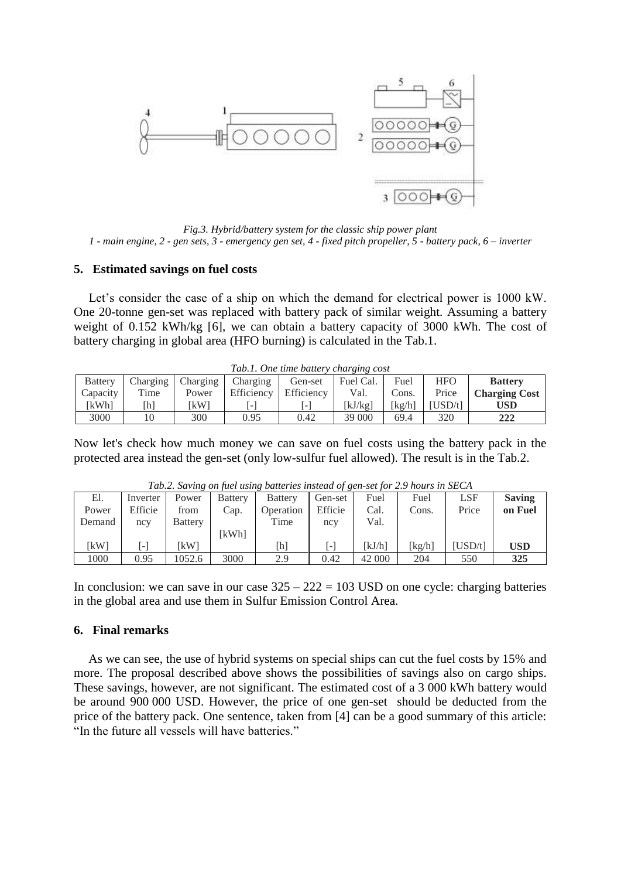*Fig.3. Hybrid/battery system for the classic ship power plant*
*1 - main engine, 2 - gen sets, 3 - emergency gen set, 4 - fixed pitch propeller, 5 - battery pack, 6 – inverter*

## 5. Estimated savings on fuel costs

Let's consider the case of a ship on which the demand for electrical power is 1000 kW. One 20-tonne gen-set was replaced with battery pack of similar weight. Assuming a battery weight of 0.152 kWh/kg [6], we can obtain a battery capacity of 3000 kWh. The cost of battery charging in global area (HFO burning) is calculated in the Tab.1.

*Tab.1. One time battery charging cost*

| Battery Capacity [kWh] | Charging Time [h] | Charging Power [kW] | Charging Efficiency [-] | Gen-set Efficiency [-] | Fuel Cal. Val. [kJ/kg] | Fuel Cons. [kg/h] | HFO Price [USD/t] | **Battery Charging Cost USD** |
|---|---|---|---|---|---|---|---|---|
| 3000 | 10 | 300 | 0.95 | 0.42 | 39 000 | 69.4 | 320 | **222** |

Now let's check how much money we can save on fuel costs using the battery pack in the protected area instead the gen-set (only low-sulfur fuel allowed). The result is in the Tab.2.

*Tab.2. Saving on fuel using batteries instead of gen-set for 2.9 hours in SECA*

| El. Power Demand [kW] | Inverter Efficiency [-] | Power from Battery [kW] | Battery Cap. [kWh] | Battery Operation Time [h] | Gen-set Efficiency [-] | Fuel Cal. Val. [kJ/h] | Fuel Cons. [kg/h] | LSF Price [USD/t] | **Saving on Fuel USD** |
|---|---|---|---|---|---|---|---|---|---|
| 1000 | 0.95 | 1052.6 | 3000 | 2.9 | 0.42 | 42 000 | 204 | 550 | **325** |

In conclusion: we can save in our case $325 - 222 = 103$ USD on one cycle: charging batteries in the global area and use them in Sulfur Emission Control Area.

## 6. Final remarks

As we can see, the use of hybrid systems on special ships can cut the fuel costs by 15% and more. The proposal described above shows the possibilities of savings also on cargo ships. These savings, however, are not significant. The estimated cost of a 3 000 kWh battery would be around 900 000 USD. However, the price of one gen-set should be deducted from the price of the battery pack. One sentence, taken from [4] can be a good summary of this article: "In the future all vessels will have batteries."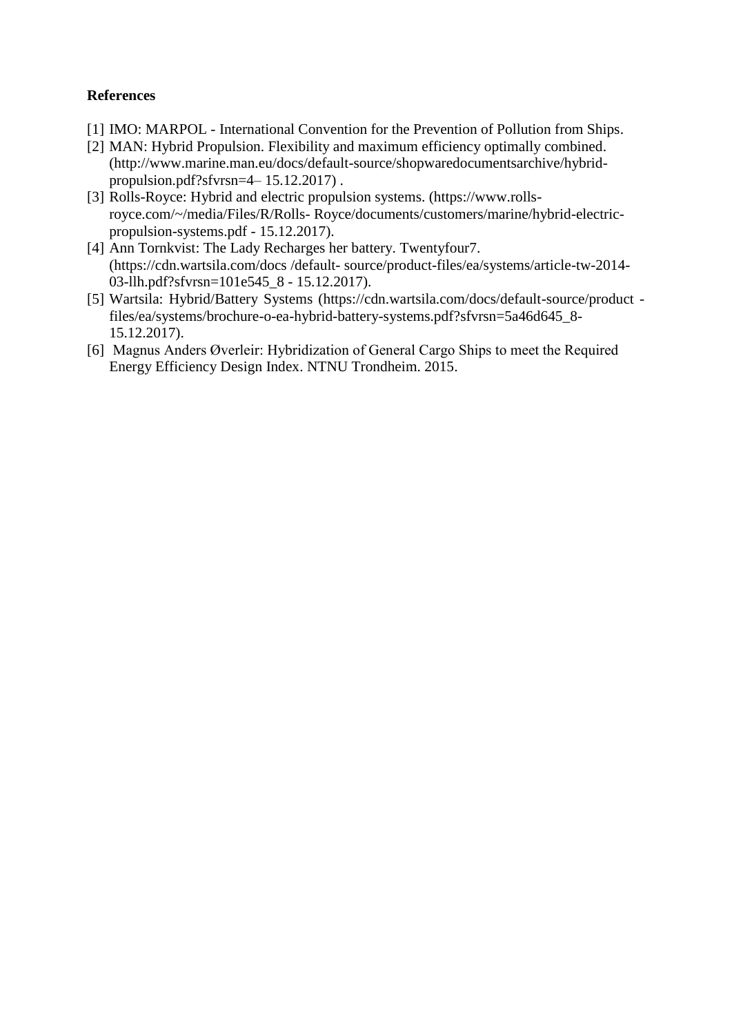**References**

[1] IMO: MARPOL - International Convention for the Prevention of Pollution from Ships.

[2] MAN: Hybrid Propulsion. Flexibility and maximum efficiency optimally combined. (http://www.marine.man.eu/docs/default-source/shopwaredocumentsarchive/hybrid-propulsion.pdf?sfvrsn=4– 15.12.2017) .

[3] Rolls-Royce: Hybrid and electric propulsion systems. (https://www.rolls-royce.com/~/media/Files/R/Rolls- Royce/documents/customers/marine/hybrid-electric-propulsion-systems.pdf - 15.12.2017).

[4] Ann Tornkvist: The Lady Recharges her battery. Twentyfour7. (https://cdn.wartsila.com/docs /default- source/product-files/ea/systems/article-tw-2014-03-llh.pdf?sfvrsn=101e545_8 - 15.12.2017).

[5] Wartsila: Hybrid/Battery Systems (https://cdn.wartsila.com/docs/default-source/product - files/ea/systems/brochure-o-ea-hybrid-battery-systems.pdf?sfvrsn=5a46d645_8- 15.12.2017).

[6] Magnus Anders Øverleir: Hybridization of General Cargo Ships to meet the Required Energy Efficiency Design Index. NTNU Trondheim. 2015.